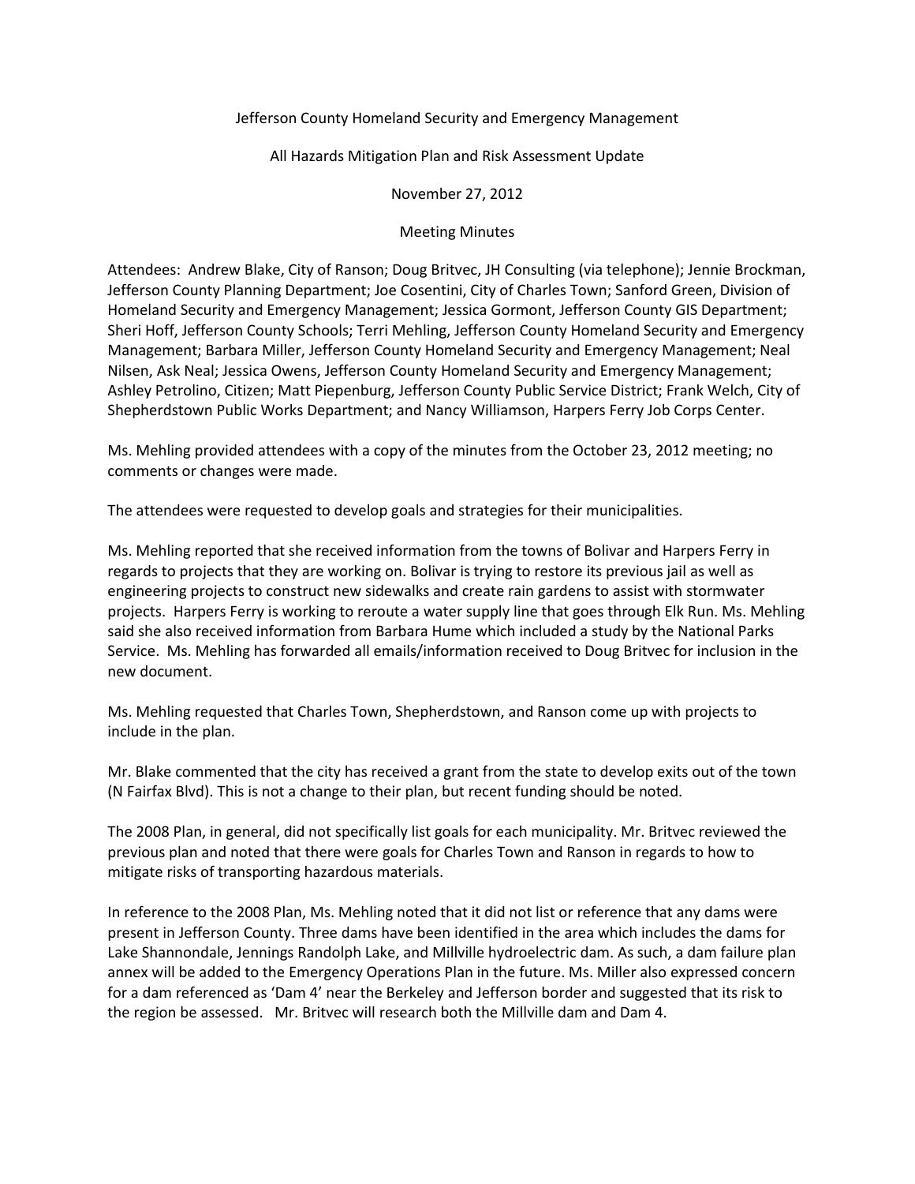Jefferson County Homeland Security and Emergency Management

All Hazards Mitigation Plan and Risk Assessment Update

November 27, 2012

Meeting Minutes

Attendees: Andrew Blake, City of Ranson; Doug Britvec, JH Consulting (via telephone); Jennie Brockman, Jefferson County Planning Department; Joe Cosentini, City of Charles Town; Sanford Green, Division of Homeland Security and Emergency Management; Jessica Gormont, Jefferson County GIS Department; Sheri Hoff, Jefferson County Schools; Terri Mehling, Jefferson County Homeland Security and Emergency Management; Barbara Miller, Jefferson County Homeland Security and Emergency Management; Neal Nilsen, Ask Neal; Jessica Owens, Jefferson County Homeland Security and Emergency Management; Ashley Petrolino, Citizen; Matt Piepenburg, Jefferson County Public Service District; Frank Welch, City of Shepherdstown Public Works Department; and Nancy Williamson, Harpers Ferry Job Corps Center.

Ms. Mehling provided attendees with a copy of the minutes from the October 23, 2012 meeting; no comments or changes were made.

The attendees were requested to develop goals and strategies for their municipalities.

Ms. Mehling reported that she received information from the towns of Bolivar and Harpers Ferry in regards to projects that they are working on. Bolivar is trying to restore its previous jail as well as engineering projects to construct new sidewalks and create rain gardens to assist with stormwater projects. Harpers Ferry is working to reroute a water supply line that goes through Elk Run. Ms. Mehling said she also received information from Barbara Hume which included a study by the National Parks Service. Ms. Mehling has forwarded all emails/information received to Doug Britvec for inclusion in the new document.

Ms. Mehling requested that Charles Town, Shepherdstown, and Ranson come up with projects to include in the plan.

Mr. Blake commented that the city has received a grant from the state to develop exits out of the town (N Fairfax Blvd). This is not a change to their plan, but recent funding should be noted.

The 2008 Plan, in general, did not specifically list goals for each municipality. Mr. Britvec reviewed the previous plan and noted that there were goals for Charles Town and Ranson in regards to how to mitigate risks of transporting hazardous materials.

In reference to the 2008 Plan, Ms. Mehling noted that it did not list or reference that any dams were present in Jefferson County. Three dams have been identified in the area which includes the dams for Lake Shannondale, Jennings Randolph Lake, and Millville hydroelectric dam. As such, a dam failure plan annex will be added to the Emergency Operations Plan in the future. Ms. Miller also expressed concern for a dam referenced as 'Dam 4' near the Berkeley and Jefferson border and suggested that its risk to the region be assessed. Mr. Britvec will research both the Millville dam and Dam 4.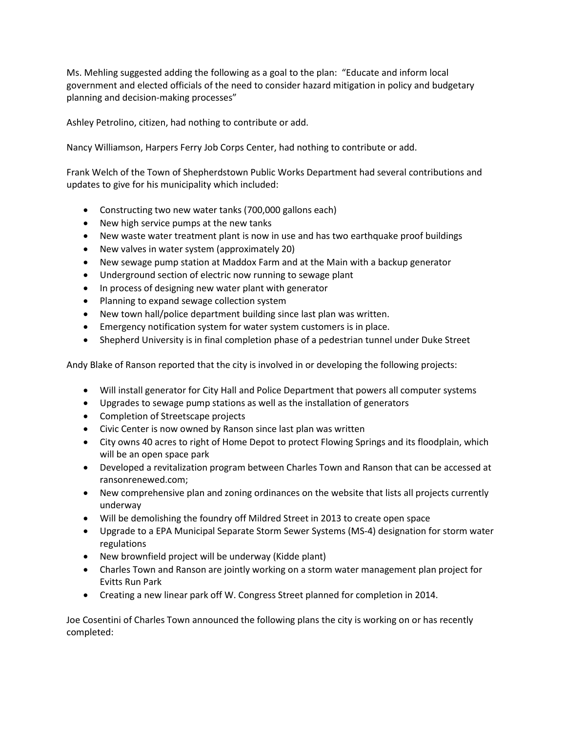Ms. Mehling suggested adding the following as a goal to the plan: "Educate and inform local government and elected officials of the need to consider hazard mitigation in policy and budgetary planning and decision-making processes"

Ashley Petrolino, citizen, had nothing to contribute or add.

Nancy Williamson, Harpers Ferry Job Corps Center, had nothing to contribute or add.

Frank Welch of the Town of Shepherdstown Public Works Department had several contributions and updates to give for his municipality which included:

- Constructing two new water tanks (700,000 gallons each)
- New high service pumps at the new tanks
- New waste water treatment plant is now in use and has two earthquake proof buildings
- New valves in water system (approximately 20)
- New sewage pump station at Maddox Farm and at the Main with a backup generator
- Underground section of electric now running to sewage plant
- In process of designing new water plant with generator
- Planning to expand sewage collection system
- New town hall/police department building since last plan was written.
- Emergency notification system for water system customers is in place.
- Shepherd University is in final completion phase of a pedestrian tunnel under Duke Street

Andy Blake of Ranson reported that the city is involved in or developing the following projects:

- Will install generator for City Hall and Police Department that powers all computer systems
- Upgrades to sewage pump stations as well as the installation of generators
- Completion of Streetscape projects
- Civic Center is now owned by Ranson since last plan was written
- City owns 40 acres to right of Home Depot to protect Flowing Springs and its floodplain, which will be an open space park
- Developed a revitalization program between Charles Town and Ranson that can be accessed at ransonrenewed.com;
- New comprehensive plan and zoning ordinances on the website that lists all projects currently underway
- Will be demolishing the foundry off Mildred Street in 2013 to create open space
- Upgrade to a EPA Municipal Separate Storm Sewer Systems (MS-4) designation for storm water regulations
- New brownfield project will be underway (Kidde plant)
- Charles Town and Ranson are jointly working on a storm water management plan project for Evitts Run Park
- Creating a new linear park off W. Congress Street planned for completion in 2014.

Joe Cosentini of Charles Town announced the following plans the city is working on or has recently completed: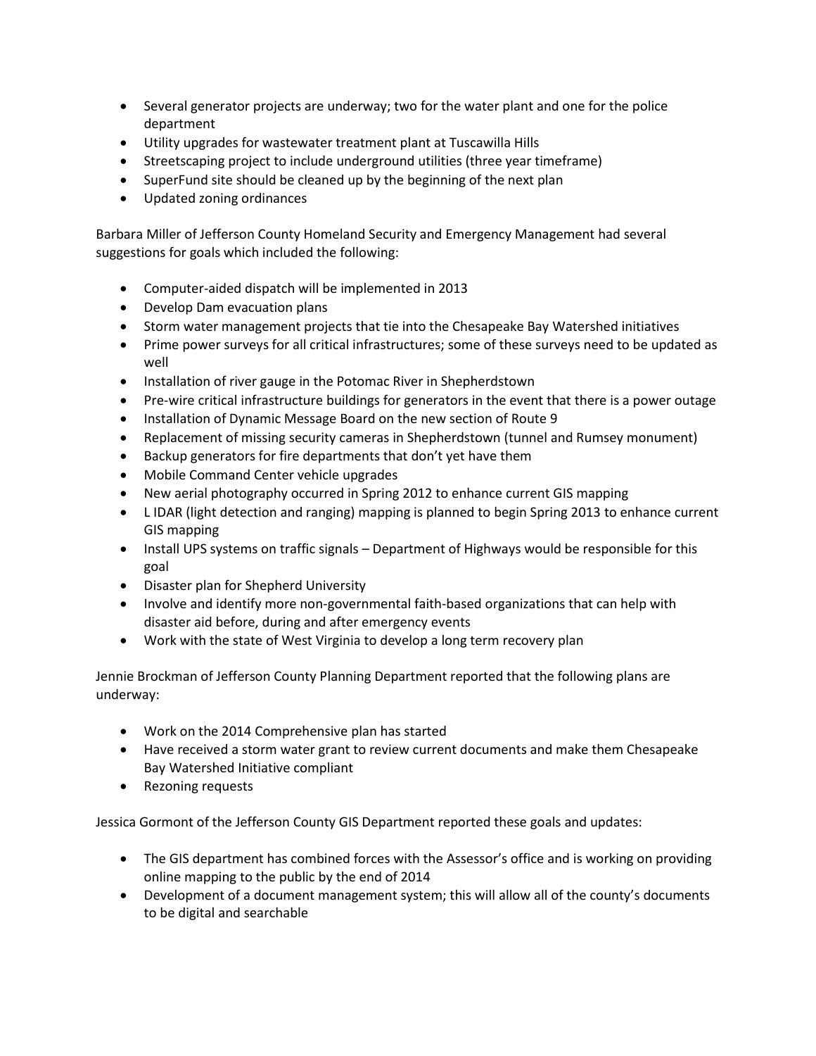- Several generator projects are underway; two for the water plant and one for the police department
- Utility upgrades for wastewater treatment plant at Tuscawilla Hills
- Streetscaping project to include underground utilities (three year timeframe)
- SuperFund site should be cleaned up by the beginning of the next plan
- Updated zoning ordinances

Barbara Miller of Jefferson County Homeland Security and Emergency Management had several suggestions for goals which included the following:

- Computer-aided dispatch will be implemented in 2013
- Develop Dam evacuation plans
- Storm water management projects that tie into the Chesapeake Bay Watershed initiatives
- Prime power surveys for all critical infrastructures; some of these surveys need to be updated as well
- Installation of river gauge in the Potomac River in Shepherdstown
- Pre-wire critical infrastructure buildings for generators in the event that there is a power outage
- Installation of Dynamic Message Board on the new section of Route 9
- Replacement of missing security cameras in Shepherdstown (tunnel and Rumsey monument)
- Backup generators for fire departments that don't yet have them
- Mobile Command Center vehicle upgrades
- New aerial photography occurred in Spring 2012 to enhance current GIS mapping
- L IDAR (light detection and ranging) mapping is planned to begin Spring 2013 to enhance current GIS mapping
- Install UPS systems on traffic signals – Department of Highways would be responsible for this goal
- Disaster plan for Shepherd University
- Involve and identify more non-governmental faith-based organizations that can help with disaster aid before, during and after emergency events
- Work with the state of West Virginia to develop a long term recovery plan

Jennie Brockman of Jefferson County Planning Department reported that the following plans are underway:

- Work on the 2014 Comprehensive plan has started
- Have received a storm water grant to review current documents and make them Chesapeake Bay Watershed Initiative compliant
- Rezoning requests

Jessica Gormont of the Jefferson County GIS Department reported these goals and updates:

- The GIS department has combined forces with the Assessor's office and is working on providing online mapping to the public by the end of 2014
- Development of a document management system; this will allow all of the county's documents to be digital and searchable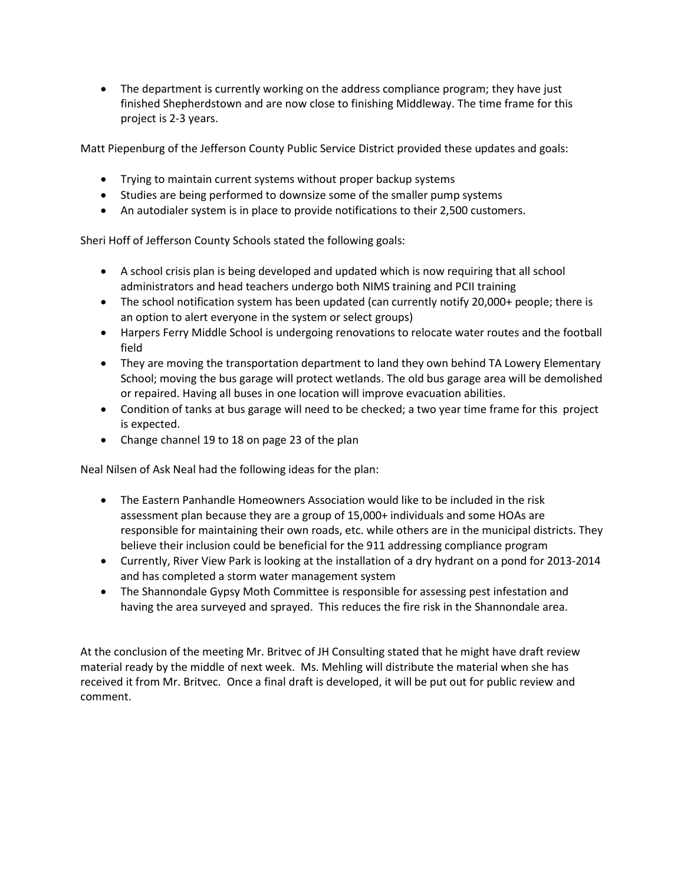- The department is currently working on the address compliance program; they have just finished Shepherdstown and are now close to finishing Middleway. The time frame for this project is 2-3 years.

Matt Piepenburg of the Jefferson County Public Service District provided these updates and goals:

- Trying to maintain current systems without proper backup systems
- Studies are being performed to downsize some of the smaller pump systems
- An autodialer system is in place to provide notifications to their 2,500 customers.

Sheri Hoff of Jefferson County Schools stated the following goals:

- A school crisis plan is being developed and updated which is now requiring that all school administrators and head teachers undergo both NIMS training and PCII training
- The school notification system has been updated (can currently notify 20,000+ people; there is an option to alert everyone in the system or select groups)
- Harpers Ferry Middle School is undergoing renovations to relocate water routes and the football field
- They are moving the transportation department to land they own behind TA Lowery Elementary School; moving the bus garage will protect wetlands. The old bus garage area will be demolished or repaired. Having all buses in one location will improve evacuation abilities.
- Condition of tanks at bus garage will need to be checked; a two year time frame for this project is expected.
- Change channel 19 to 18 on page 23 of the plan

Neal Nilsen of Ask Neal had the following ideas for the plan:

- The Eastern Panhandle Homeowners Association would like to be included in the risk assessment plan because they are a group of 15,000+ individuals and some HOAs are responsible for maintaining their own roads, etc. while others are in the municipal districts. They believe their inclusion could be beneficial for the 911 addressing compliance program
- Currently, River View Park is looking at the installation of a dry hydrant on a pond for 2013-2014 and has completed a storm water management system
- The Shannondale Gypsy Moth Committee is responsible for assessing pest infestation and having the area surveyed and sprayed. This reduces the fire risk in the Shannondale area.

At the conclusion of the meeting Mr. Britvec of JH Consulting stated that he might have draft review material ready by the middle of next week. Ms. Mehling will distribute the material when she has received it from Mr. Britvec. Once a final draft is developed, it will be put out for public review and comment.